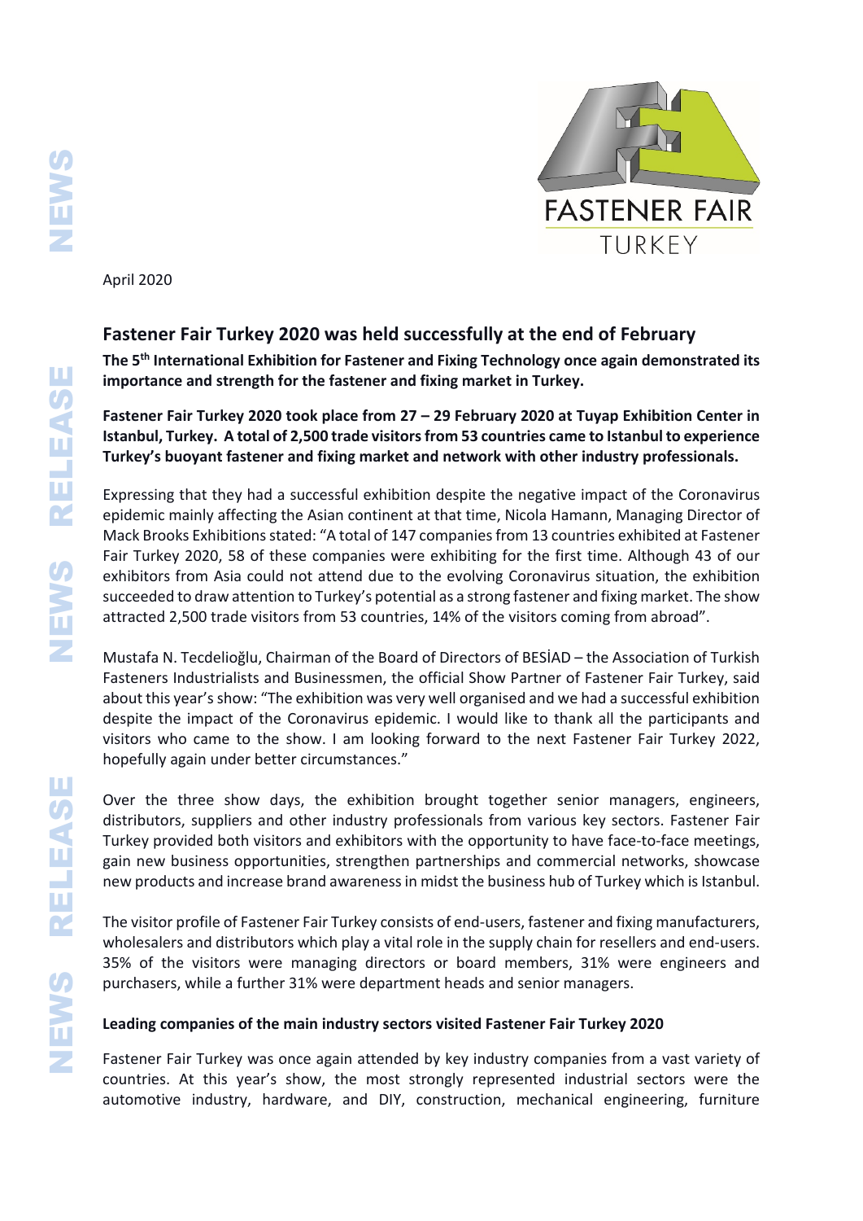April 2020

## Fastener Fair Turkey 2020 was held successfully at the end of February

**The 5th International Exhibition for Fastener and Fixing Technology once again demonstrated its importance and strength for the fastener and fixing market in Turkey.**

**Fastener Fair Turkey 2020 took place from 27 – 29 February 2020 at Tuyap Exhibition Center in Istanbul, Turkey. A total of 2,500 trade visitors from 53 countries came to Istanbul to experience Turkey's buoyant fastener and fixing market and network with other industry professionals.**

Expressing that they had a successful exhibition despite the negative impact of the Coronavirus epidemic mainly affecting the Asian continent at that time, Nicola Hamann, Managing Director of Mack Brooks Exhibitions stated: "A total of 147 companies from 13 countries exhibited at Fastener Fair Turkey 2020, 58 of these companies were exhibiting for the first time. Although 43 of our exhibitors from Asia could not attend due to the evolving Coronavirus situation, the exhibition succeeded to draw attention to Turkey's potential as a strong fastener and fixing market. The show attracted 2,500 trade visitors from 53 countries, 14% of the visitors coming from abroad".

Mustafa N. Tecdelioğlu, Chairman of the Board of Directors of BESİAD – the Association of Turkish Fasteners Industrialists and Businessmen, the official Show Partner of Fastener Fair Turkey, said about this year's show: "The exhibition was very well organised and we had a successful exhibition despite the impact of the Coronavirus epidemic. I would like to thank all the participants and visitors who came to the show. I am looking forward to the next Fastener Fair Turkey 2022, hopefully again under better circumstances."

Over the three show days, the exhibition brought together senior managers, engineers, distributors, suppliers and other industry professionals from various key sectors. Fastener Fair Turkey provided both visitors and exhibitors with the opportunity to have face-to-face meetings, gain new business opportunities, strengthen partnerships and commercial networks, showcase new products and increase brand awareness in midst the business hub of Turkey which is Istanbul.

The visitor profile of Fastener Fair Turkey consists of end-users, fastener and fixing manufacturers, wholesalers and distributors which play a vital role in the supply chain for resellers and end-users. 35% of the visitors were managing directors or board members, 31% were engineers and purchasers, while a further 31% were department heads and senior managers.

### Leading companies of the main industry sectors visited Fastener Fair Turkey 2020

Fastener Fair Turkey was once again attended by key industry companies from a vast variety of countries. At this year's show, the most strongly represented industrial sectors were the automotive industry, hardware, and DIY, construction, mechanical engineering, furniture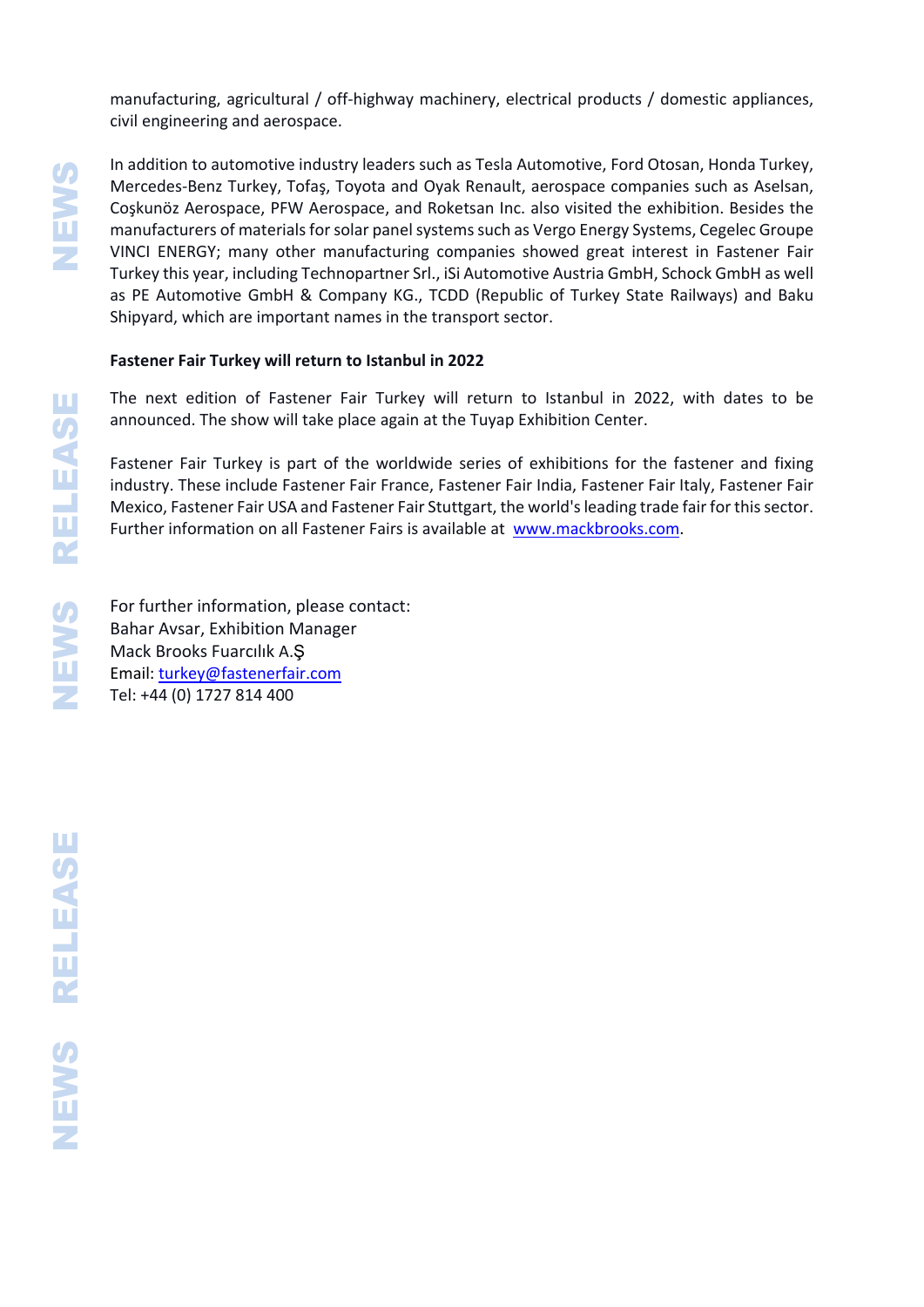manufacturing, agricultural / off-highway machinery, electrical products / domestic appliances, civil engineering and aerospace.

In addition to automotive industry leaders such as Tesla Automotive, Ford Otosan, Honda Turkey, Mercedes-Benz Turkey, Tofaş, Toyota and Oyak Renault, aerospace companies such as Aselsan, Coşkunöz Aerospace, PFW Aerospace, and Roketsan Inc. also visited the exhibition. Besides the manufacturers of materials for solar panel systems such as Vergo Energy Systems, Cegelec Groupe VINCI ENERGY; many other manufacturing companies showed great interest in Fastener Fair Turkey this year, including Technopartner Srl., iSi Automotive Austria GmbH, Schock GmbH as well as PE Automotive GmbH & Company KG., TCDD (Republic of Turkey State Railways) and Baku Shipyard, which are important names in the transport sector.

**Fastener Fair Turkey will return to Istanbul in 2022**

The next edition of Fastener Fair Turkey will return to Istanbul in 2022, with dates to be announced. The show will take place again at the Tuyap Exhibition Center.

Fastener Fair Turkey is part of the worldwide series of exhibitions for the fastener and fixing industry. These include Fastener Fair France, Fastener Fair India, Fastener Fair Italy, Fastener Fair Mexico, Fastener Fair USA and Fastener Fair Stuttgart, the world's leading trade fair for this sector. Further information on all Fastener Fairs is available at [www.mackbrooks.com](http://www.mackbrooks.com).

For further information, please contact:
Bahar Avsar, Exhibition Manager
Mack Brooks Fuarcılık A.Ş
Email: [turkey@fastenerfair.com](mailto:turkey@fastenerfair.com)
Tel: +44 (0) 1727 814 400